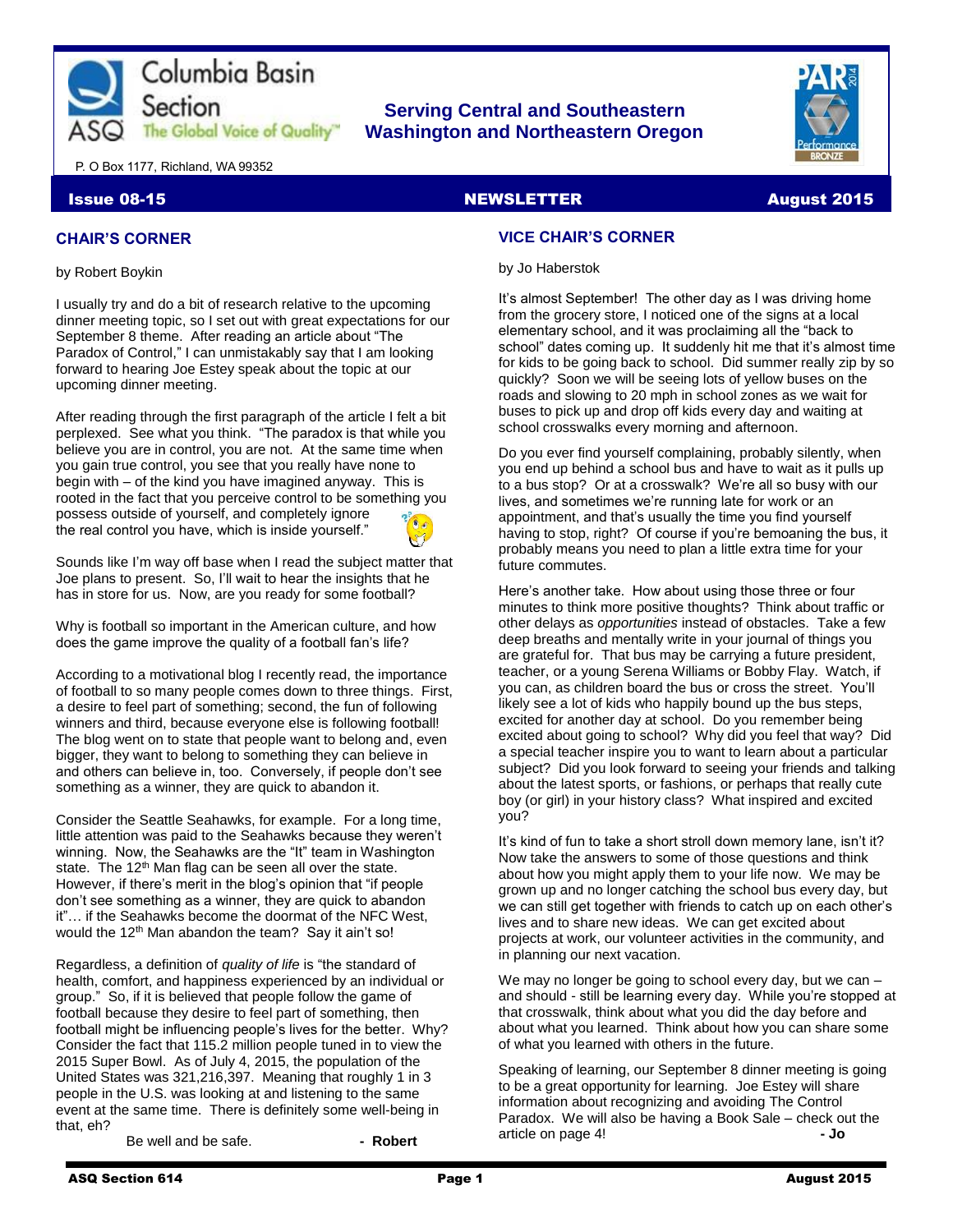Columbia Basin Section

ASQ The Global Voice of Quality™

P. O Box 1177, Richland, WA 99352

**Serving Central and Southeastern Washington and Northeastern Oregon**

**Issue 08-15** **NEWSLETTER** **August 2015**

## CHAIR'S CORNER

by Robert Boykin

I usually try and do a bit of research relative to the upcoming dinner meeting topic, so I set out with great expectations for our September 8 theme. After reading an article about "The Paradox of Control," I can unmistakably say that I am looking forward to hearing Joe Estey speak about the topic at our upcoming dinner meeting.

After reading through the first paragraph of the article I felt a bit perplexed. See what you think. "The paradox is that while you believe you are in control, you are not. At the same time when you gain true control, you see that you really have none to begin with – of the kind you have imagined anyway. This is rooted in the fact that you perceive control to be something you possess outside of yourself, and completely ignore the real control you have, which is inside yourself."

Sounds like I'm way off base when I read the subject matter that Joe plans to present. So, I'll wait to hear the insights that he has in store for us. Now, are you ready for some football?

Why is football so important in the American culture, and how does the game improve the quality of a football fan's life?

According to a motivational blog I recently read, the importance of football to so many people comes down to three things. First, a desire to feel part of something; second, the fun of following winners and third, because everyone else is following football! The blog went on to state that people want to belong and, even bigger, they want to belong to something they can believe in and others can believe in, too. Conversely, if people don't see something as a winner, they are quick to abandon it.

Consider the Seattle Seahawks, for example. For a long time, little attention was paid to the Seahawks because they weren't winning. Now, the Seahawks are the "It" team in Washington state. The 12th Man flag can be seen all over the state. However, if there's merit in the blog's opinion that "if people don't see something as a winner, they are quick to abandon it"… if the Seahawks become the doormat of the NFC West, would the 12th Man abandon the team? Say it ain't so!

Regardless, a definition of *quality of life* is "the standard of health, comfort, and happiness experienced by an individual or group." So, if it is believed that people follow the game of football because they desire to feel part of something, then football might be influencing people's lives for the better. Why? Consider the fact that 115.2 million people tuned in to view the 2015 Super Bowl. As of July 4, 2015, the population of the United States was 321,216,397. Meaning that roughly 1 in 3 people in the U.S. was looking at and listening to the same event at the same time. There is definitely some well-being in that, eh?

Be well and be safe. **- Robert**

## VICE CHAIR'S CORNER

by Jo Haberstok

It's almost September! The other day as I was driving home from the grocery store, I noticed one of the signs at a local elementary school, and it was proclaiming all the "back to school" dates coming up. It suddenly hit me that it's almost time for kids to be going back to school. Did summer really zip by so quickly? Soon we will be seeing lots of yellow buses on the roads and slowing to 20 mph in school zones as we wait for buses to pick up and drop off kids every day and waiting at school crosswalks every morning and afternoon.

Do you ever find yourself complaining, probably silently, when you end up behind a school bus and have to wait as it pulls up to a bus stop? Or at a crosswalk? We're all so busy with our lives, and sometimes we're running late for work or an appointment, and that's usually the time you find yourself having to stop, right? Of course if you're bemoaning the bus, it probably means you need to plan a little extra time for your future commutes.

Here's another take. How about using those three or four minutes to think more positive thoughts? Think about traffic or other delays as *opportunities* instead of obstacles. Take a few deep breaths and mentally write in your journal of things you are grateful for. That bus may be carrying a future president, teacher, or a young Serena Williams or Bobby Flay. Watch, if you can, as children board the bus or cross the street. You'll likely see a lot of kids who happily bound up the bus steps, excited for another day at school. Do you remember being excited about going to school? Why did you feel that way? Did a special teacher inspire you to want to learn about a particular subject? Did you look forward to seeing your friends and talking about the latest sports, or fashions, or perhaps that really cute boy (or girl) in your history class? What inspired and excited you?

It's kind of fun to take a short stroll down memory lane, isn't it? Now take the answers to some of those questions and think about how you might apply them to your life now. We may be grown up and no longer catching the school bus every day, but we can still get together with friends to catch up on each other's lives and to share new ideas. We can get excited about projects at work, our volunteer activities in the community, and in planning our next vacation.

We may no longer be going to school every day, but we can – and should - still be learning every day. While you're stopped at that crosswalk, think about what you did the day before and about what you learned. Think about how you can share some of what you learned with others in the future.

Speaking of learning, our September 8 dinner meeting is going to be a great opportunity for learning. Joe Estey will share information about recognizing and avoiding The Control Paradox. We will also be having a Book Sale – check out the article on page 4! **- Jo**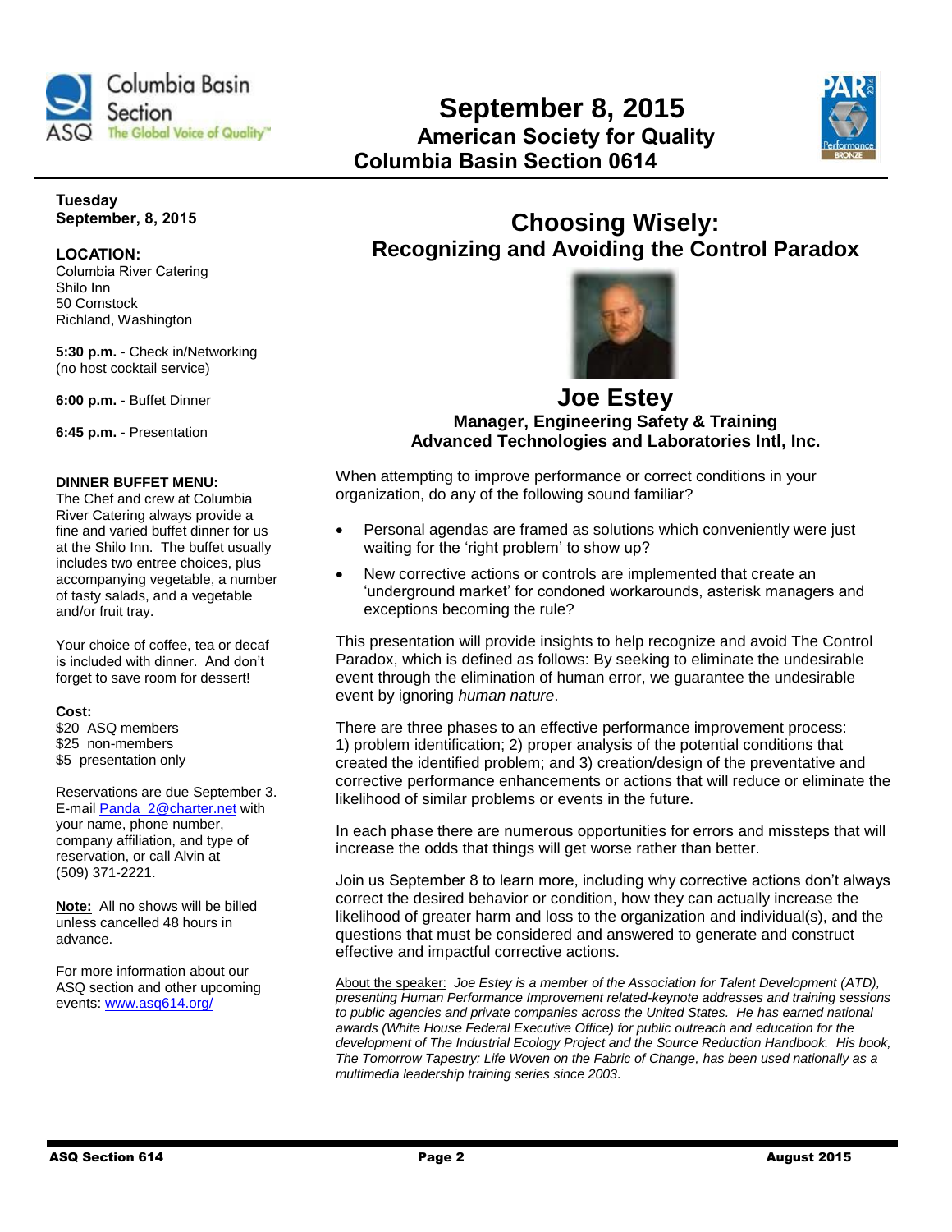# September 8, 2015

## American Society for Quality

## Columbia Basin Section 0614

**Tuesday**
**September, 8, 2015**

**LOCATION:**
Columbia River Catering
Shilo Inn
50 Comstock
Richland, Washington

**5:30 p.m.** - Check in/Networking (no host cocktail service)

**6:00 p.m.** - Buffet Dinner

**6:45 p.m.** - Presentation

**DINNER BUFFET MENU:**
The Chef and crew at Columbia River Catering always provide a fine and varied buffet dinner for us at the Shilo Inn. The buffet usually includes two entree choices, plus accompanying vegetable, a number of tasty salads, and a vegetable and/or fruit tray.

Your choice of coffee, tea or decaf is included with dinner. And don't forget to save room for dessert!

**Cost:**
$20 ASQ members
$25 non-members
$5 presentation only

Reservations are due September 3. E-mail Panda_2@charter.net with your name, phone number, company affiliation, and type of reservation, or call Alvin at (509) 371-2221.

**Note:** All no shows will be billed unless cancelled 48 hours in advance.

For more information about our ASQ section and other upcoming events: www.asq614.org/

## Choosing Wisely:
## Recognizing and Avoiding the Control Paradox

## Joe Estey

### Manager, Engineering Safety & Training
### Advanced Technologies and Laboratories Intl, Inc.

When attempting to improve performance or correct conditions in your organization, do any of the following sound familiar?

- Personal agendas are framed as solutions which conveniently were just waiting for the 'right problem' to show up?
- New corrective actions or controls are implemented that create an 'underground market' for condoned workarounds, asterisk managers and exceptions becoming the rule?

This presentation will provide insights to help recognize and avoid The Control Paradox, which is defined as follows: By seeking to eliminate the undesirable event through the elimination of human error, we guarantee the undesirable event by ignoring *human nature*.

There are three phases to an effective performance improvement process: 1) problem identification; 2) proper analysis of the potential conditions that created the identified problem; and 3) creation/design of the preventative and corrective performance enhancements or actions that will reduce or eliminate the likelihood of similar problems or events in the future.

In each phase there are numerous opportunities for errors and missteps that will increase the odds that things will get worse rather than better.

Join us September 8 to learn more, including why corrective actions don't always correct the desired behavior or condition, how they can actually increase the likelihood of greater harm and loss to the organization and individual(s), and the questions that must be considered and answered to generate and construct effective and impactful corrective actions.

About the speaker: *Joe Estey is a member of the Association for Talent Development (ATD), presenting Human Performance Improvement related-keynote addresses and training sessions to public agencies and private companies across the United States. He has earned national awards (White House Federal Executive Office) for public outreach and education for the development of The Industrial Ecology Project and the Source Reduction Handbook. His book, The Tomorrow Tapestry: Life Woven on the Fabric of Change, has been used nationally as a multimedia leadership training series since 2003.*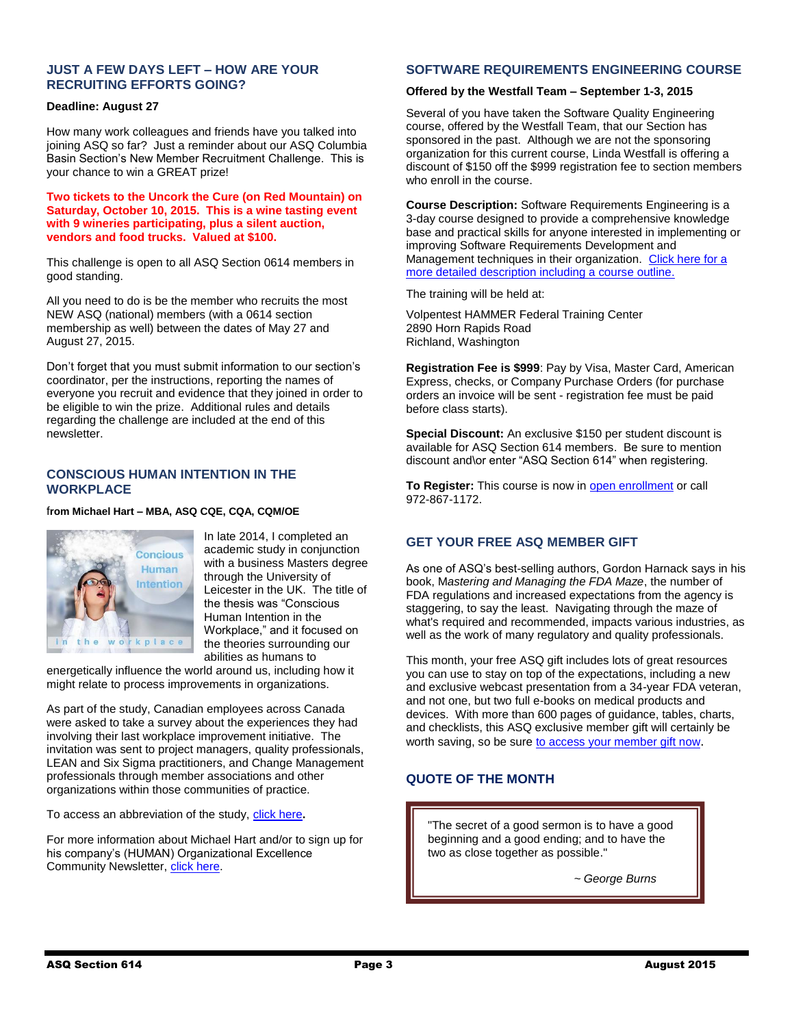## JUST A FEW DAYS LEFT – HOW ARE YOUR RECRUITING EFFORTS GOING?

**Deadline: August 27**

How many work colleagues and friends have you talked into joining ASQ so far? Just a reminder about our ASQ Columbia Basin Section's New Member Recruitment Challenge. This is your chance to win a GREAT prize!

**Two tickets to the Uncork the Cure (on Red Mountain) on Saturday, October 10, 2015. This is a wine tasting event with 9 wineries participating, plus a silent auction, vendors and food trucks. Valued at $100.**

This challenge is open to all ASQ Section 0614 members in good standing.

All you need to do is be the member who recruits the most NEW ASQ (national) members (with a 0614 section membership as well) between the dates of May 27 and August 27, 2015.

Don't forget that you must submit information to our section's coordinator, per the instructions, reporting the names of everyone you recruit and evidence that they joined in order to be eligible to win the prize. Additional rules and details regarding the challenge are included at the end of this newsletter.

## CONSCIOUS HUMAN INTENTION IN THE WORKPLACE

**from Michael Hart – MBA, ASQ CQE, CQA, CQM/OE**

In late 2014, I completed an academic study in conjunction with a business Masters degree through the University of Leicester in the UK. The title of the thesis was "Conscious Human Intention in the Workplace," and it focused on the theories surrounding our abilities as humans to energetically influence the world around us, including how it might relate to process improvements in organizations.

As part of the study, Canadian employees across Canada were asked to take a survey about the experiences they had involving their last workplace improvement initiative. The invitation was sent to project managers, quality professionals, LEAN and Six Sigma practitioners, and Change Management professionals through member associations and other organizations within those communities of practice.

To access an abbreviation of the study, click here.

For more information about Michael Hart and/or to sign up for his company's (HUMAN) Organizational Excellence Community Newsletter, click here.

## SOFTWARE REQUIREMENTS ENGINEERING COURSE

**Offered by the Westfall Team – September 1-3, 2015**

Several of you have taken the Software Quality Engineering course, offered by the Westfall Team, that our Section has sponsored in the past. Although we are not the sponsoring organization for this current course, Linda Westfall is offering a discount of $150 off the $999 registration fee to section members who enroll in the course.

**Course Description:** Software Requirements Engineering is a 3-day course designed to provide a comprehensive knowledge base and practical skills for anyone interested in implementing or improving Software Requirements Development and Management techniques in their organization. Click here for a more detailed description including a course outline.

The training will be held at:

Volpentest HAMMER Federal Training Center
2890 Horn Rapids Road
Richland, Washington

**Registration Fee is $999**: Pay by Visa, Master Card, American Express, checks, or Company Purchase Orders (for purchase orders an invoice will be sent - registration fee must be paid before class starts).

**Special Discount:** An exclusive $150 per student discount is available for ASQ Section 614 members. Be sure to mention discount and\or enter "ASQ Section 614" when registering.

**To Register:** This course is now in open enrollment or call 972-867-1172.

## GET YOUR FREE ASQ MEMBER GIFT

As one of ASQ's best-selling authors, Gordon Harnack says in his book, *Mastering and Managing the FDA Maze*, the number of FDA regulations and increased expectations from the agency is staggering, to say the least. Navigating through the maze of what's required and recommended, impacts various industries, as well as the work of many regulatory and quality professionals.

This month, your free ASQ gift includes lots of great resources you can use to stay on top of the expectations, including a new and exclusive webcast presentation from a 34-year FDA veteran, and not one, but two full e-books on medical products and devices. With more than 600 pages of guidance, tables, charts, and checklists, this ASQ exclusive member gift will certainly be worth saving, so be sure to access your member gift now.

## QUOTE OF THE MONTH

"The secret of a good sermon is to have a good beginning and a good ending; and to have the two as close together as possible."

*~ George Burns*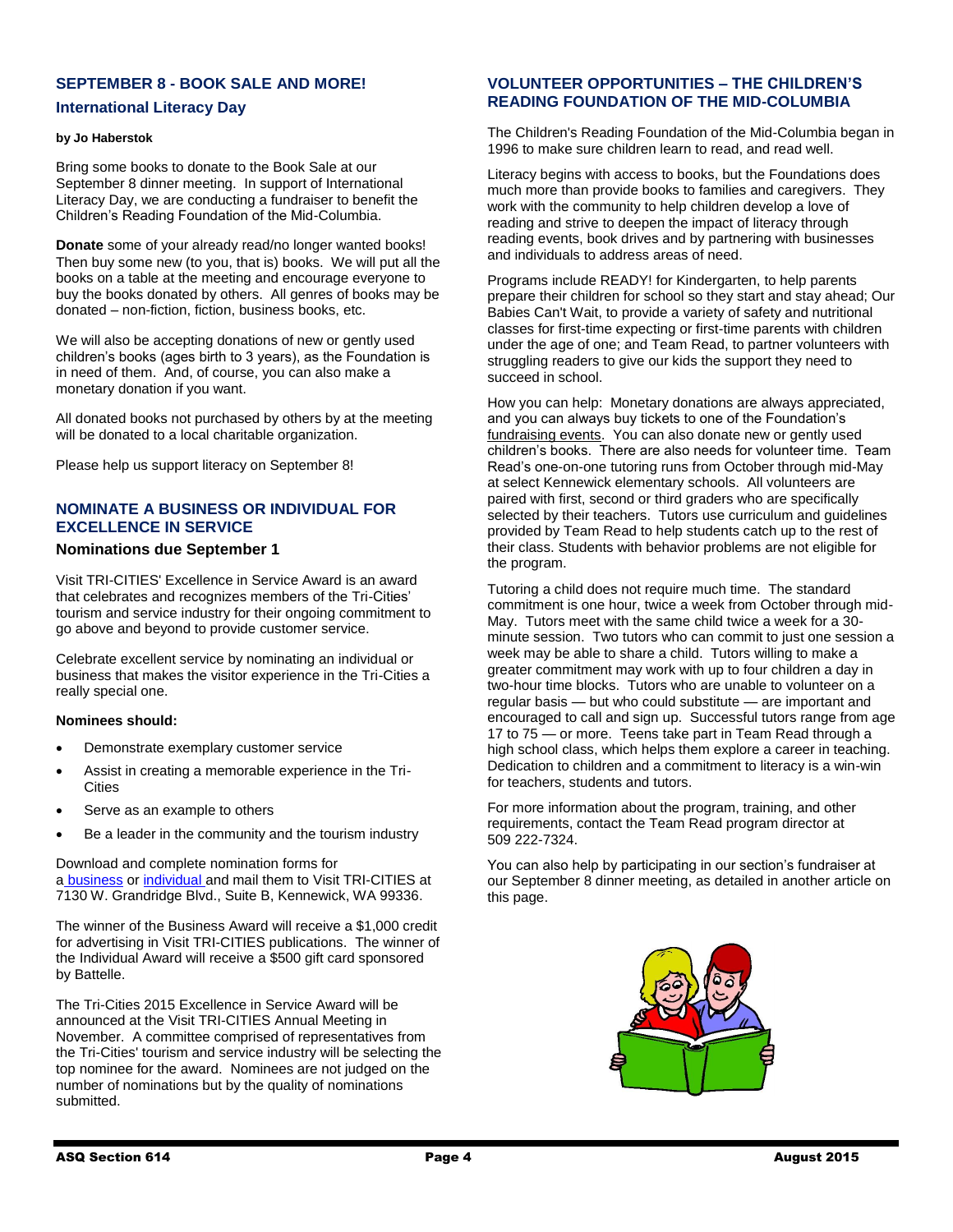## SEPTEMBER 8 - BOOK SALE AND MORE!

### International Literacy Day

**by Jo Haberstok**

Bring some books to donate to the Book Sale at our September 8 dinner meeting. In support of International Literacy Day, we are conducting a fundraiser to benefit the Children's Reading Foundation of the Mid-Columbia.

**Donate** some of your already read/no longer wanted books! Then buy some new (to you, that is) books. We will put all the books on a table at the meeting and encourage everyone to buy the books donated by others. All genres of books may be donated – non-fiction, fiction, business books, etc.

We will also be accepting donations of new or gently used children's books (ages birth to 3 years), as the Foundation is in need of them. And, of course, you can also make a monetary donation if you want.

All donated books not purchased by others by at the meeting will be donated to a local charitable organization.

Please help us support literacy on September 8!

## NOMINATE A BUSINESS OR INDIVIDUAL FOR EXCELLENCE IN SERVICE

### Nominations due September 1

Visit TRI-CITIES' Excellence in Service Award is an award that celebrates and recognizes members of the Tri-Cities' tourism and service industry for their ongoing commitment to go above and beyond to provide customer service.

Celebrate excellent service by nominating an individual or business that makes the visitor experience in the Tri-Cities a really special one.

**Nominees should:**

- Demonstrate exemplary customer service
- Assist in creating a memorable experience in the Tri-Cities
- Serve as an example to others
- Be a leader in the community and the tourism industry

Download and complete nomination forms for a business or individual and mail them to Visit TRI-CITIES at 7130 W. Grandridge Blvd., Suite B, Kennewick, WA 99336.

The winner of the Business Award will receive a $1,000 credit for advertising in Visit TRI-CITIES publications. The winner of the Individual Award will receive a $500 gift card sponsored by Battelle.

The Tri-Cities 2015 Excellence in Service Award will be announced at the Visit TRI-CITIES Annual Meeting in November. A committee comprised of representatives from the Tri-Cities' tourism and service industry will be selecting the top nominee for the award. Nominees are not judged on the number of nominations but by the quality of nominations submitted.

## VOLUNTEER OPPORTUNITIES – THE CHILDREN'S READING FOUNDATION OF THE MID-COLUMBIA

The Children's Reading Foundation of the Mid-Columbia began in 1996 to make sure children learn to read, and read well.

Literacy begins with access to books, but the Foundations does much more than provide books to families and caregivers. They work with the community to help children develop a love of reading and strive to deepen the impact of literacy through reading events, book drives and by partnering with businesses and individuals to address areas of need.

Programs include READY! for Kindergarten, to help parents prepare their children for school so they start and stay ahead; Our Babies Can't Wait, to provide a variety of safety and nutritional classes for first-time expecting or first-time parents with children under the age of one; and Team Read, to partner volunteers with struggling readers to give our kids the support they need to succeed in school.

How you can help: Monetary donations are always appreciated, and you can always buy tickets to one of the Foundation's fundraising events. You can also donate new or gently used children's books. There are also needs for volunteer time. Team Read's one-on-one tutoring runs from October through mid-May at select Kennewick elementary schools. All volunteers are paired with first, second or third graders who are specifically selected by their teachers. Tutors use curriculum and guidelines provided by Team Read to help students catch up to the rest of their class. Students with behavior problems are not eligible for the program.

Tutoring a child does not require much time. The standard commitment is one hour, twice a week from October through mid-May. Tutors meet with the same child twice a week for a 30-minute session. Two tutors who can commit to just one session a week may be able to share a child. Tutors willing to make a greater commitment may work with up to four children a day in two-hour time blocks. Tutors who are unable to volunteer on a regular basis — but who could substitute — are important and encouraged to call and sign up. Successful tutors range from age 17 to 75 — or more. Teens take part in Team Read through a high school class, which helps them explore a career in teaching. Dedication to children and a commitment to literacy is a win-win for teachers, students and tutors.

For more information about the program, training, and other requirements, contact the Team Read program director at 509 222-7324.

You can also help by participating in our section's fundraiser at our September 8 dinner meeting, as detailed in another article on this page.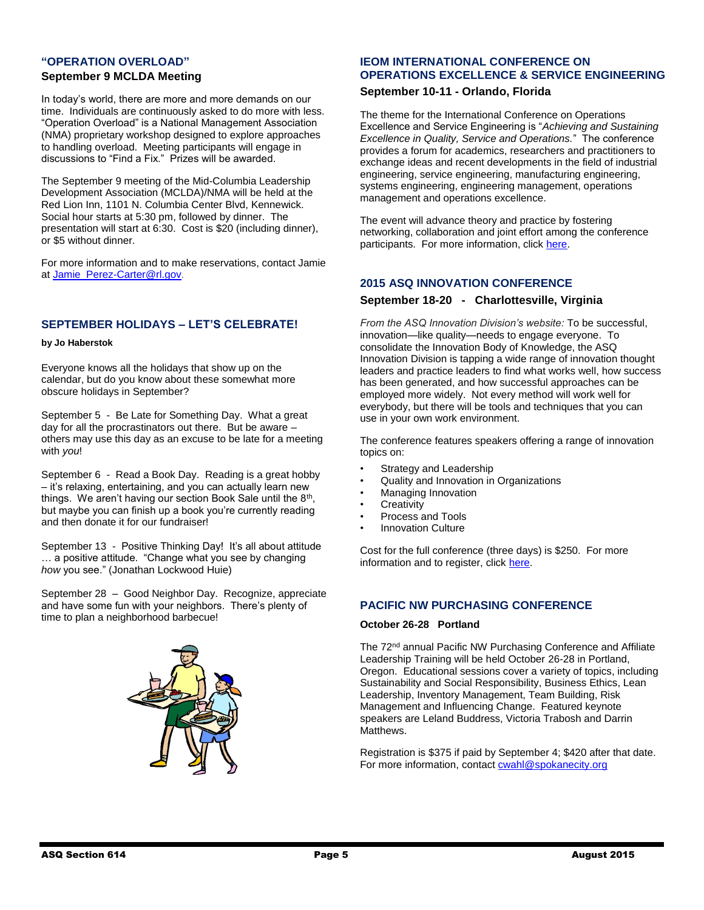## "OPERATION OVERLOAD"

### September 9 MCLDA Meeting

In today's world, there are more and more demands on our time. Individuals are continuously asked to do more with less. "Operation Overload" is a National Management Association (NMA) proprietary workshop designed to explore approaches to handling overload. Meeting participants will engage in discussions to "Find a Fix." Prizes will be awarded.

The September 9 meeting of the Mid-Columbia Leadership Development Association (MCLDA)/NMA will be held at the Red Lion Inn, 1101 N. Columbia Center Blvd, Kennewick. Social hour starts at 5:30 pm, followed by dinner. The presentation will start at 6:30. Cost is $20 (including dinner), or $5 without dinner.

For more information and to make reservations, contact Jamie at Jamie_Perez-Carter@rl.gov.

## SEPTEMBER HOLIDAYS – LET'S CELEBRATE!

**by Jo Haberstok**

Everyone knows all the holidays that show up on the calendar, but do you know about these somewhat more obscure holidays in September?

September 5 - Be Late for Something Day. What a great day for all the procrastinators out there. But be aware – others may use this day as an excuse to be late for a meeting with *you*!

September 6 - Read a Book Day. Reading is a great hobby – it's relaxing, entertaining, and you can actually learn new things. We aren't having our section Book Sale until the 8th, but maybe you can finish up a book you're currently reading and then donate it for our fundraiser!

September 13 - Positive Thinking Day! It's all about attitude … a positive attitude. "Change what you see by changing *how* you see." (Jonathan Lockwood Huie)

September 28 – Good Neighbor Day. Recognize, appreciate and have some fun with your neighbors. There's plenty of time to plan a neighborhood barbecue!

## IEOM INTERNATIONAL CONFERENCE ON OPERATIONS EXCELLENCE & SERVICE ENGINEERING

### September 10-11 - Orlando, Florida

The theme for the International Conference on Operations Excellence and Service Engineering is "*Achieving and Sustaining Excellence in Quality, Service and Operations.*" The conference provides a forum for academics, researchers and practitioners to exchange ideas and recent developments in the field of industrial engineering, service engineering, manufacturing engineering, systems engineering, engineering management, operations management and operations excellence.

The event will advance theory and practice by fostering networking, collaboration and joint effort among the conference participants. For more information, click here.

## 2015 ASQ INNOVATION CONFERENCE

### September 18-20 - Charlottesville, Virginia

*From the ASQ Innovation Division's website:* To be successful, innovation—like quality—needs to engage everyone. To consolidate the Innovation Body of Knowledge, the ASQ Innovation Division is tapping a wide range of innovation thought leaders and practice leaders to find what works well, how success has been generated, and how successful approaches can be employed more widely. Not every method will work well for everybody, but there will be tools and techniques that you can use in your own work environment.

The conference features speakers offering a range of innovation topics on:

- Strategy and Leadership
- Quality and Innovation in Organizations
- Managing Innovation
- Creativity
- Process and Tools
- Innovation Culture

Cost for the full conference (three days) is $250. For more information and to register, click here.

## PACIFIC NW PURCHASING CONFERENCE

### October 26-28 Portland

The 72nd annual Pacific NW Purchasing Conference and Affiliate Leadership Training will be held October 26-28 in Portland, Oregon. Educational sessions cover a variety of topics, including Sustainability and Social Responsibility, Business Ethics, Lean Leadership, Inventory Management, Team Building, Risk Management and Influencing Change. Featured keynote speakers are Leland Buddress, Victoria Trabosh and Darrin Matthews.

Registration is $375 if paid by September 4; $420 after that date. For more information, contact cwahl@spokanecity.org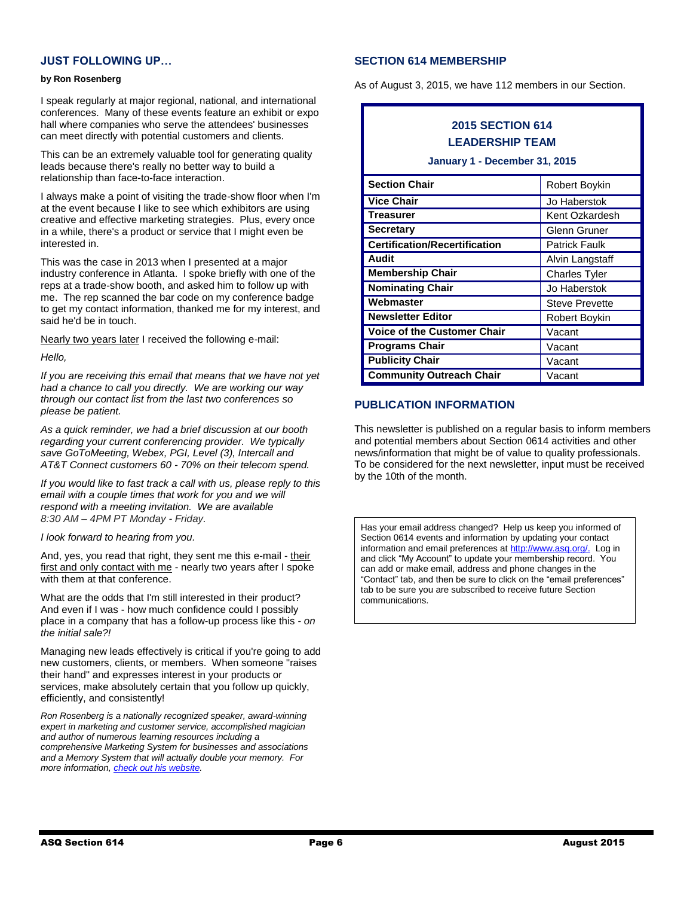## JUST FOLLOWING UP…

**by Ron Rosenberg**

I speak regularly at major regional, national, and international conferences. Many of these events feature an exhibit or expo hall where companies who serve the attendees' businesses can meet directly with potential customers and clients.

This can be an extremely valuable tool for generating quality leads because there's really no better way to build a relationship than face-to-face interaction.

I always make a point of visiting the trade-show floor when I'm at the event because I like to see which exhibitors are using creative and effective marketing strategies. Plus, every once in a while, there's a product or service that I might even be interested in.

This was the case in 2013 when I presented at a major industry conference in Atlanta. I spoke briefly with one of the reps at a trade-show booth, and asked him to follow up with me. The rep scanned the bar code on my conference badge to get my contact information, thanked me for my interest, and said he'd be in touch.

Nearly two years later I received the following e-mail:

*Hello,*

*If you are receiving this email that means that we have not yet had a chance to call you directly. We are working our way through our contact list from the last two conferences so please be patient.*

*As a quick reminder, we had a brief discussion at our booth regarding your current conferencing provider. We typically save GoToMeeting, Webex, PGI, Level (3), Intercall and AT&T Connect customers 60 - 70% on their telecom spend.*

*If you would like to fast track a call with us, please reply to this email with a couple times that work for you and we will respond with a meeting invitation. We are available 8:30 AM – 4PM PT Monday - Friday.*

*I look forward to hearing from you.*

And, yes, you read that right, they sent me this e-mail - their first and only contact with me - nearly two years after I spoke with them at that conference.

What are the odds that I'm still interested in their product? And even if I was - how much confidence could I possibly place in a company that has a follow-up process like this - *on the initial sale?!*

Managing new leads effectively is critical if you're going to add new customers, clients, or members. When someone "raises their hand" and expresses interest in your products or services, make absolutely certain that you follow up quickly, efficiently, and consistently!

*Ron Rosenberg is a nationally recognized speaker, award-winning expert in marketing and customer service, accomplished magician and author of numerous learning resources including a comprehensive Marketing System for businesses and associations and a Memory System that will actually double your memory. For more information, check out his website.*

## SECTION 614 MEMBERSHIP

As of August 3, 2015, we have 112 members in our Section.

### 2015 SECTION 614 LEADERSHIP TEAM

**January 1 - December 31, 2015**

| | |
|---|---|
| **Section Chair** | Robert Boykin |
| **Vice Chair** | Jo Haberstok |
| **Treasurer** | Kent Ozkardesh |
| **Secretary** | Glenn Gruner |
| **Certification/Recertification** | Patrick Faulk |
| **Audit** | Alvin Langstaff |
| **Membership Chair** | Charles Tyler |
| **Nominating Chair** | Jo Haberstok |
| **Webmaster** | Steve Prevette |
| **Newsletter Editor** | Robert Boykin |
| **Voice of the Customer Chair** | Vacant |
| **Programs Chair** | Vacant |
| **Publicity Chair** | Vacant |
| **Community Outreach Chair** | Vacant |

## PUBLICATION INFORMATION

This newsletter is published on a regular basis to inform members and potential members about Section 0614 activities and other news/information that might be of value to quality professionals. To be considered for the next newsletter, input must be received by the 10th of the month.

Has your email address changed? Help us keep you informed of Section 0614 events and information by updating your contact information and email preferences at http://www.asq.org/. Log in and click "My Account" to update your membership record. You can add or make email, address and phone changes in the "Contact" tab, and then be sure to click on the "email preferences" tab to be sure you are subscribed to receive future Section communications.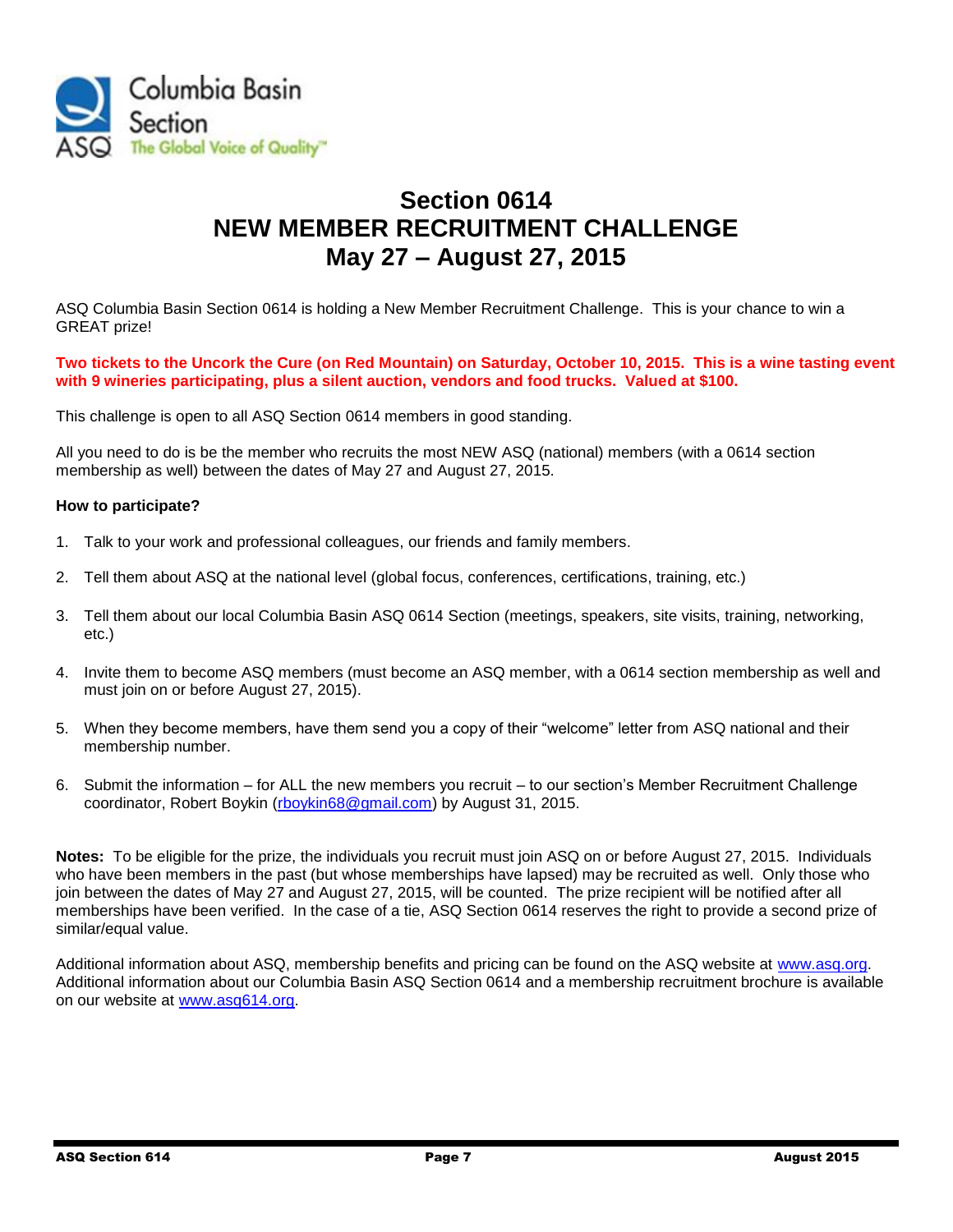Columbia Basin Section
ASQ The Global Voice of Quality™

# Section 0614
# NEW MEMBER RECRUITMENT CHALLENGE
# May 27 – August 27, 2015

ASQ Columbia Basin Section 0614 is holding a New Member Recruitment Challenge. This is your chance to win a GREAT prize!

**Two tickets to the Uncork the Cure (on Red Mountain) on Saturday, October 10, 2015. This is a wine tasting event with 9 wineries participating, plus a silent auction, vendors and food trucks. Valued at $100.**

This challenge is open to all ASQ Section 0614 members in good standing.

All you need to do is be the member who recruits the most NEW ASQ (national) members (with a 0614 section membership as well) between the dates of May 27 and August 27, 2015.

**How to participate?**

1. Talk to your work and professional colleagues, our friends and family members.
2. Tell them about ASQ at the national level (global focus, conferences, certifications, training, etc.)
3. Tell them about our local Columbia Basin ASQ 0614 Section (meetings, speakers, site visits, training, networking, etc.)
4. Invite them to become ASQ members (must become an ASQ member, with a 0614 section membership as well and must join on or before August 27, 2015).
5. When they become members, have them send you a copy of their "welcome" letter from ASQ national and their membership number.
6. Submit the information – for ALL the new members you recruit – to our section's Member Recruitment Challenge coordinator, Robert Boykin (rboykin68@gmail.com) by August 31, 2015.

**Notes:** To be eligible for the prize, the individuals you recruit must join ASQ on or before August 27, 2015. Individuals who have been members in the past (but whose memberships have lapsed) may be recruited as well. Only those who join between the dates of May 27 and August 27, 2015, will be counted. The prize recipient will be notified after all memberships have been verified. In the case of a tie, ASQ Section 0614 reserves the right to provide a second prize of similar/equal value.

Additional information about ASQ, membership benefits and pricing can be found on the ASQ website at www.asq.org. Additional information about our Columbia Basin ASQ Section 0614 and a membership recruitment brochure is available on our website at www.asq614.org.